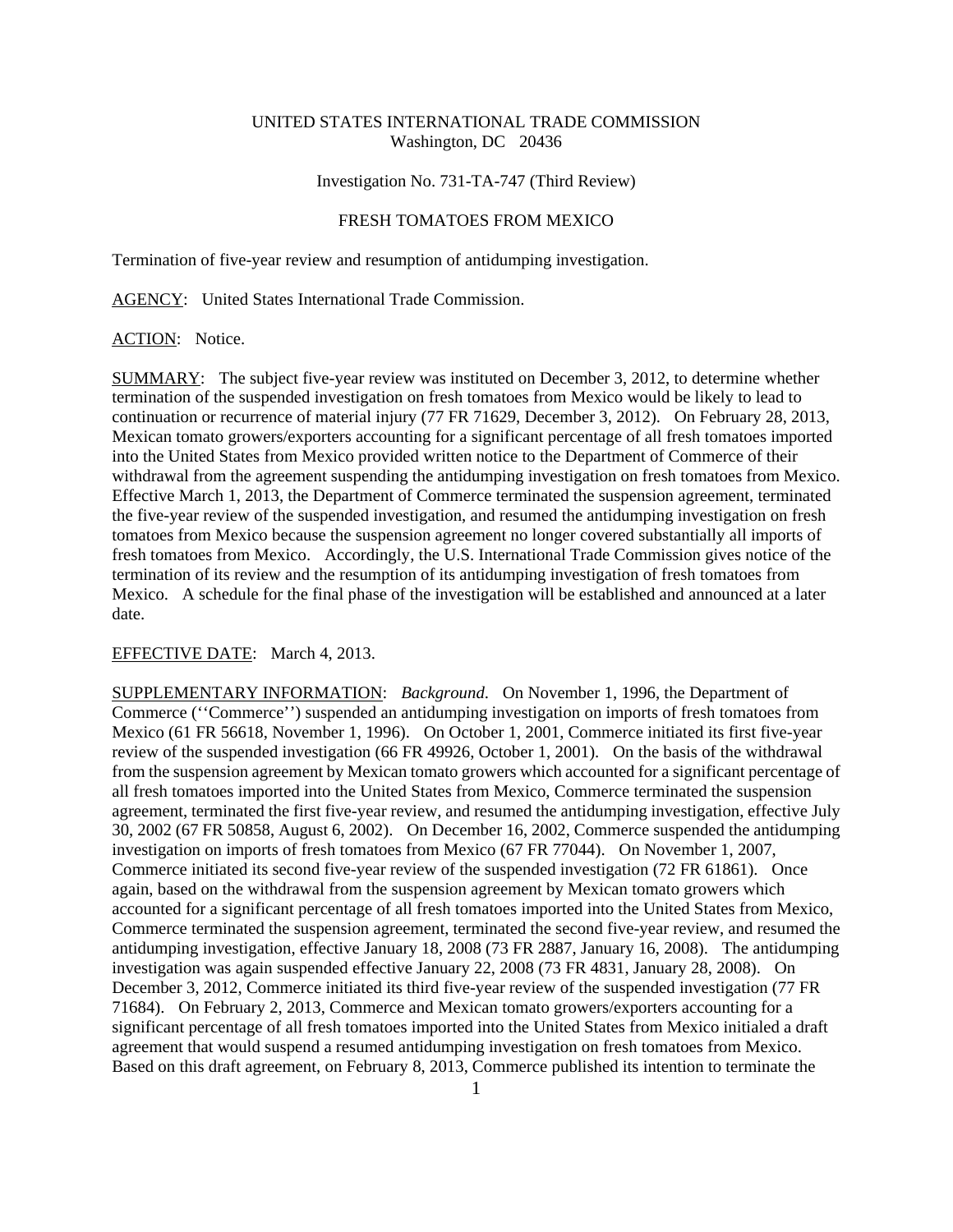UNITED STATES INTERNATIONAL TRADE COMMISSION
Washington, DC 20436

Investigation No. 731-TA-747 (Third Review)

FRESH TOMATOES FROM MEXICO

Termination of five-year review and resumption of antidumping investigation.

<u>AGENCY</u>: United States International Trade Commission.

<u>ACTION</u>: Notice.

<u>SUMMARY</u>: The subject five-year review was instituted on December 3, 2012, to determine whether termination of the suspended investigation on fresh tomatoes from Mexico would be likely to lead to continuation or recurrence of material injury (77 FR 71629, December 3, 2012). On February 28, 2013, Mexican tomato growers/exporters accounting for a significant percentage of all fresh tomatoes imported into the United States from Mexico provided written notice to the Department of Commerce of their withdrawal from the agreement suspending the antidumping investigation on fresh tomatoes from Mexico. Effective March 1, 2013, the Department of Commerce terminated the suspension agreement, terminated the five-year review of the suspended investigation, and resumed the antidumping investigation on fresh tomatoes from Mexico because the suspension agreement no longer covered substantially all imports of fresh tomatoes from Mexico. Accordingly, the U.S. International Trade Commission gives notice of the termination of its review and the resumption of its antidumping investigation of fresh tomatoes from Mexico. A schedule for the final phase of the investigation will be established and announced at a later date.

<u>EFFECTIVE DATE</u>: March 4, 2013.

<u>SUPPLEMENTARY INFORMATION</u>: *Background*. On November 1, 1996, the Department of Commerce (''Commerce'') suspended an antidumping investigation on imports of fresh tomatoes from Mexico (61 FR 56618, November 1, 1996). On October 1, 2001, Commerce initiated its first five-year review of the suspended investigation (66 FR 49926, October 1, 2001). On the basis of the withdrawal from the suspension agreement by Mexican tomato growers which accounted for a significant percentage of all fresh tomatoes imported into the United States from Mexico, Commerce terminated the suspension agreement, terminated the first five-year review, and resumed the antidumping investigation, effective July 30, 2002 (67 FR 50858, August 6, 2002). On December 16, 2002, Commerce suspended the antidumping investigation on imports of fresh tomatoes from Mexico (67 FR 77044). On November 1, 2007, Commerce initiated its second five-year review of the suspended investigation (72 FR 61861). Once again, based on the withdrawal from the suspension agreement by Mexican tomato growers which accounted for a significant percentage of all fresh tomatoes imported into the United States from Mexico, Commerce terminated the suspension agreement, terminated the second five-year review, and resumed the antidumping investigation, effective January 18, 2008 (73 FR 2887, January 16, 2008). The antidumping investigation was again suspended effective January 22, 2008 (73 FR 4831, January 28, 2008). On December 3, 2012, Commerce initiated its third five-year review of the suspended investigation (77 FR 71684). On February 2, 2013, Commerce and Mexican tomato growers/exporters accounting for a significant percentage of all fresh tomatoes imported into the United States from Mexico initialed a draft agreement that would suspend a resumed antidumping investigation on fresh tomatoes from Mexico. Based on this draft agreement, on February 8, 2013, Commerce published its intention to terminate the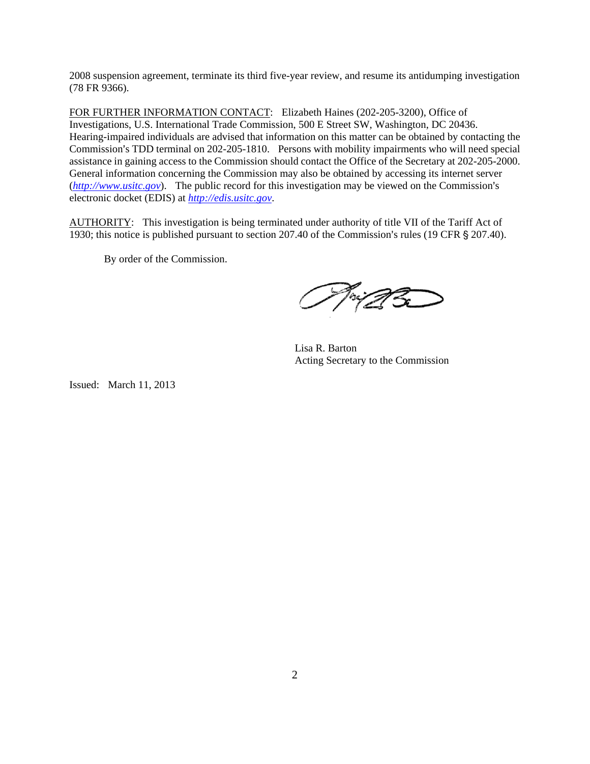2008 suspension agreement, terminate its third five-year review, and resume its antidumping investigation (78 FR 9366).

FOR FURTHER INFORMATION CONTACT: Elizabeth Haines (202-205-3200), Office of Investigations, U.S. International Trade Commission, 500 E Street SW, Washington, DC 20436. Hearing-impaired individuals are advised that information on this matter can be obtained by contacting the Commission's TDD terminal on 202-205-1810. Persons with mobility impairments who will need special assistance in gaining access to the Commission should contact the Office of the Secretary at 202-205-2000. General information concerning the Commission may also be obtained by accessing its internet server (*http://www.usitc.gov*). The public record for this investigation may be viewed on the Commission's electronic docket (EDIS) at *http://edis.usitc.gov*.

AUTHORITY: This investigation is being terminated under authority of title VII of the Tariff Act of 1930; this notice is published pursuant to section 207.40 of the Commission's rules (19 CFR § 207.40).

By order of the Commission.

Lisa R. Barton
Acting Secretary to the Commission

Issued: March 11, 2013